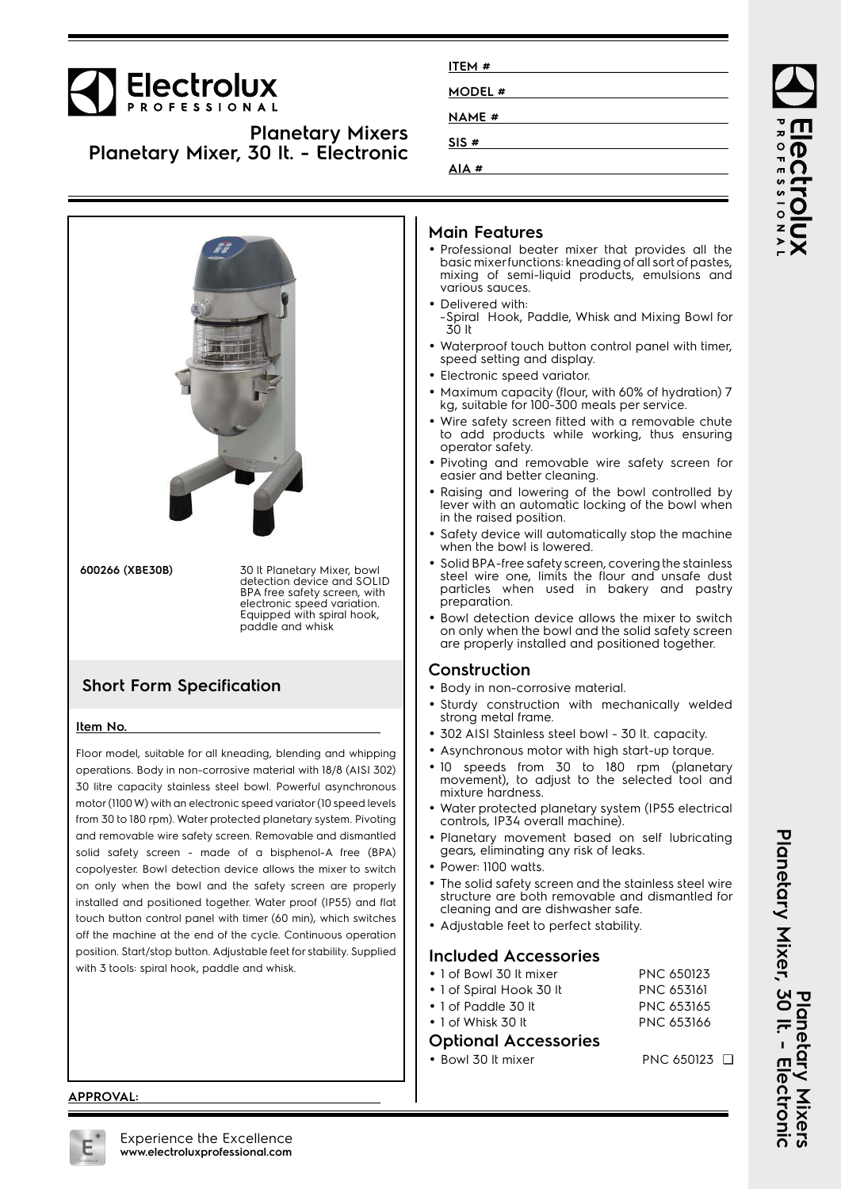# Electrolux PROFESSIONAL

## Planetary Mixers
## Planetary Mixer, 30 lt. - Electronic

ITEM #

MODEL #

NAME #

SIS #

AIA #

**600266 (XBE30B)** — 30 lt Planetary Mixer, bowl detection device and SOLID BPA free safety screen, with electronic speed variation. Equipped with spiral hook, paddle and whisk

## Short Form Specification

**Item No.**

Floor model, suitable for all kneading, blending and whipping operations. Body in non-corrosive material with 18/8 (AISI 302) 30 litre capacity stainless steel bowl. Powerful asynchronous motor (1100 W) with an electronic speed variator (10 speed levels from 30 to 180 rpm). Water protected planetary system. Pivoting and removable wire safety screen. Removable and dismantled solid safety screen - made of a bisphenol-A free (BPA) copolyester. Bowl detection device allows the mixer to switch on only when the bowl and the safety screen are properly installed and positioned together. Water proof (IP55) and flat touch button control panel with timer (60 min), which switches off the machine at the end of the cycle. Continuous operation position. Start/stop button. Adjustable feet for stability. Supplied with 3 tools: spiral hook, paddle and whisk.

## Main Features

- Professional beater mixer that provides all the basic mixer functions: kneading of all sort of pastes, mixing of semi-liquid products, emulsions and various sauces.
- Delivered with:
  -Spiral Hook, Paddle, Whisk and Mixing Bowl for 30 lt
- Waterproof touch button control panel with timer, speed setting and display.
- Electronic speed variator.
- Maximum capacity (flour, with 60% of hydration) 7 kg, suitable for 100-300 meals per service.
- Wire safety screen fitted with a removable chute to add products while working, thus ensuring operator safety.
- Pivoting and removable wire safety screen for easier and better cleaning.
- Raising and lowering of the bowl controlled by lever with an automatic locking of the bowl when in the raised position.
- Safety device will automatically stop the machine when the bowl is lowered.
- Solid BPA-free safety screen, covering the stainless steel wire one, limits the flour and unsafe dust particles when used in bakery and pastry preparation.
- Bowl detection device allows the mixer to switch on only when the bowl and the solid safety screen are properly installed and positioned together.

## Construction

- Body in non-corrosive material.
- Sturdy construction with mechanically welded strong metal frame.
- 302 AISI Stainless steel bowl - 30 lt. capacity.
- Asynchronous motor with high start-up torque.
- 10 speeds from 30 to 180 rpm (planetary movement), to adjust to the selected tool and mixture hardness.
- Water protected planetary system (IP55 electrical controls, IP34 overall machine).
- Planetary movement based on self lubricating gears, eliminating any risk of leaks.
- Power: 1100 watts.
- The solid safety screen and the stainless steel wire structure are both removable and dismantled for cleaning and are dishwasher safe.
- Adjustable feet to perfect stability.

## Included Accessories

- 1 of Bowl 30 lt mixer — PNC 650123
- 1 of Spiral Hook 30 lt — PNC 653161
- 1 of Paddle 30 lt — PNC 653165
- 1 of Whisk 30 lt — PNC 653166

## Optional Accessories

- Bowl 30 lt mixer — PNC 650123 ❑

**APPROVAL:**

Experience the Excellence
**www.electroluxprofessional.com**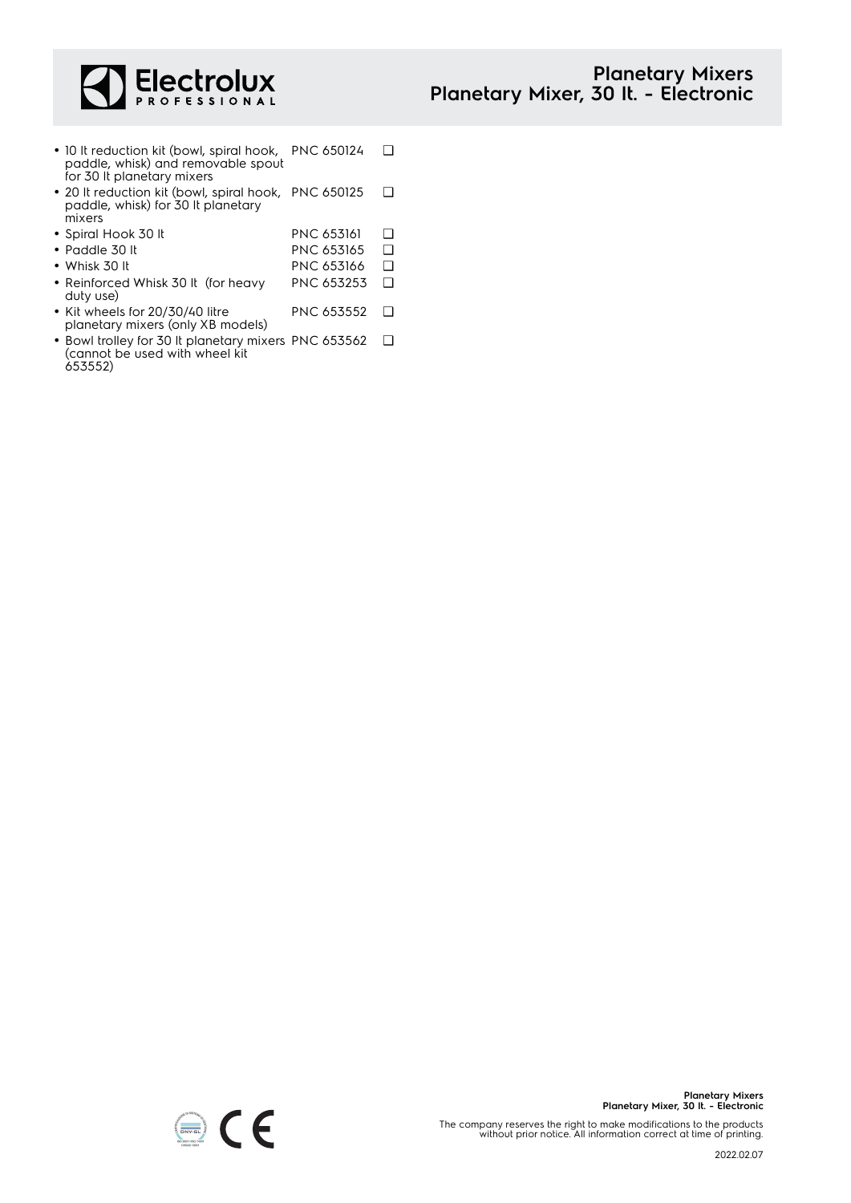- 10 lt reduction kit (bowl, spiral hook, paddle, whisk) and removable spout for 30 lt planetary mixers PNC 650124 ❑
- 20 lt reduction kit (bowl, spiral hook, paddle, whisk) for 30 lt planetary mixers PNC 650125 ❑
- Spiral Hook 30 lt PNC 653161 ❑
- Paddle 30 lt PNC 653165 ❑
- Whisk 30 lt PNC 653166 ❑
- Reinforced Whisk 30 lt (for heavy duty use) PNC 653253 ❑
- Kit wheels for 20/30/40 litre planetary mixers (only XB models) PNC 653552 ❑
- Bowl trolley for 30 lt planetary mixers (cannot be used with wheel kit 653552) PNC 653562 ❑

The company reserves the right to make modifications to the products without prior notice. All information correct at time of printing.

2022.02.07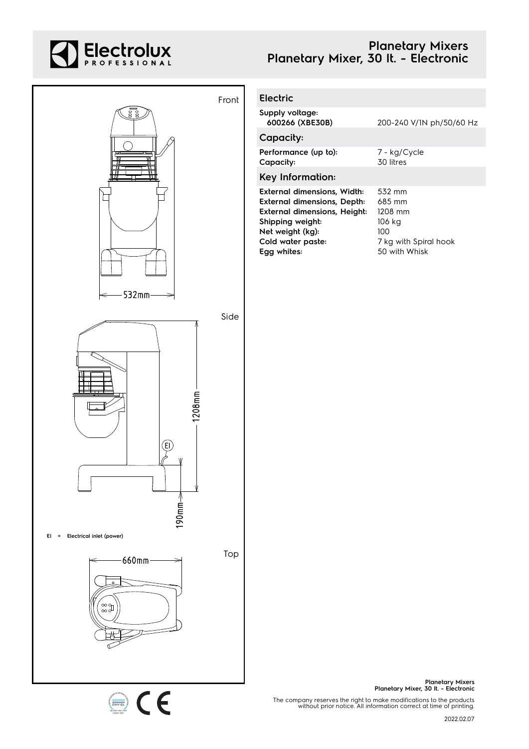# Planetary Mixers
# Planetary Mixer, 30 lt. - Electronic

Front

532mm

Side

1208mm

EI

190mm

EI = Electrical inlet (power)

Top

660mm

## Electric

| | |
|---|---|
| **Supply voltage:** | |
| **600266 (XBE30B)** | 200-240 V/1N ph/50/60 Hz |

## Capacity:

| | |
|---|---|
| **Performance (up to):** | 7 - kg/Cycle |
| **Capacity:** | 30 litres |

## Key Information:

| | |
|---|---|
| **External dimensions, Width:** | 532 mm |
| **External dimensions, Depth:** | 685 mm |
| **External dimensions, Height:** | 1208 mm |
| **Shipping weight:** | 106 kg |
| **Net weight (kg):** | 100 |
| **Cold water paste:** | 7 kg with Spiral hook |
| **Egg whites:** | 50 with Whisk |

The company reserves the right to make modifications to the products without prior notice. All information correct at time of printing.

2022.02.07